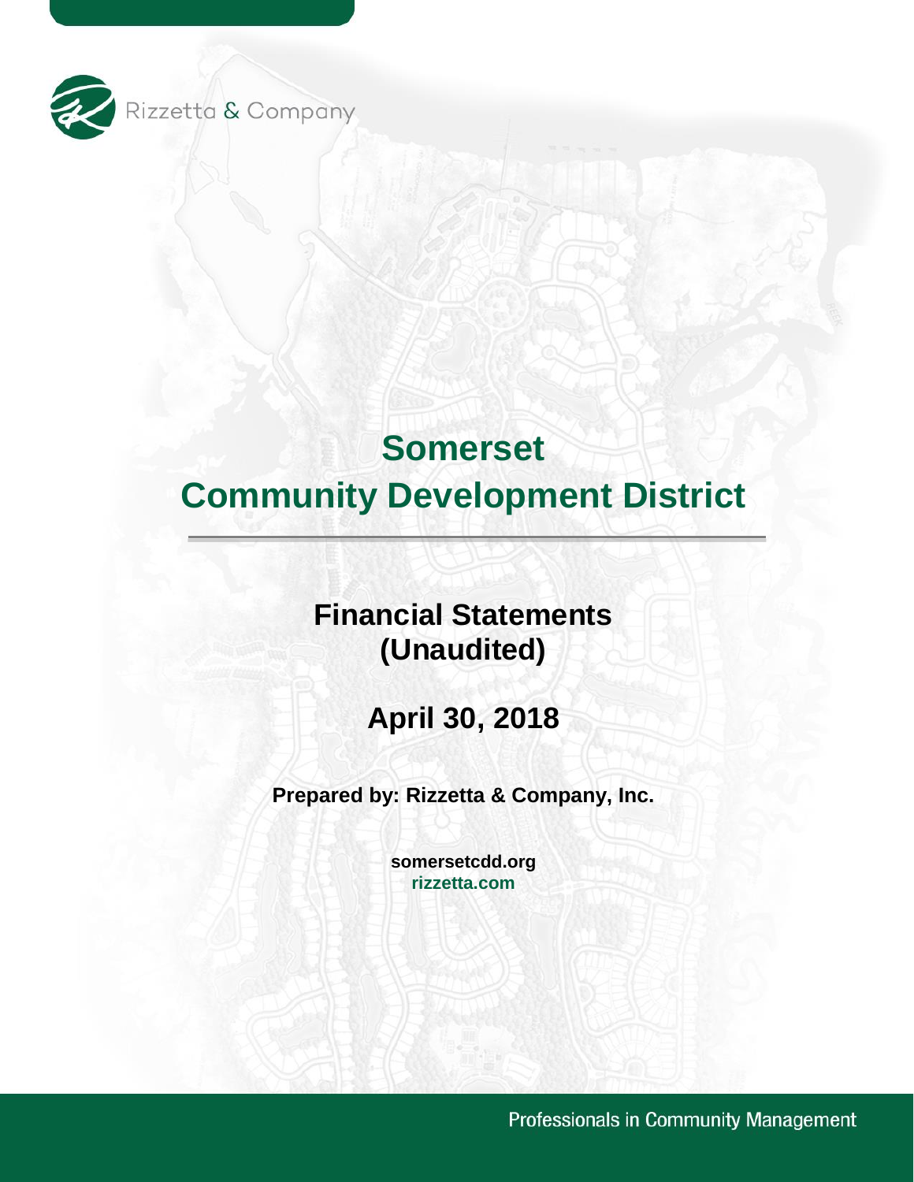Rizzetta & Company

# Somerset Community Development District

## Financial Statements (Unaudited)

## April 30, 2018

**Prepared by: Rizzetta & Company, Inc.**

**somersetcdd.org**
**rizzetta.com**

Professionals in Community Management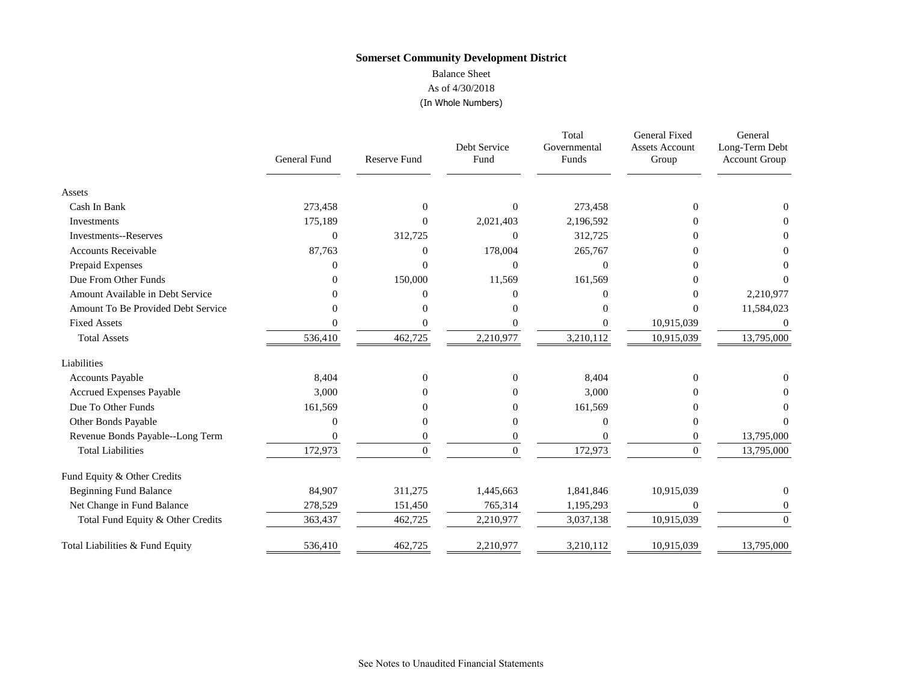**Somerset Community Development District**

Balance Sheet

As of 4/30/2018

(In Whole Numbers)

| | General Fund | Reserve Fund | Debt Service Fund | Total Governmental Funds | General Fixed Assets Account Group | General Long-Term Debt Account Group |
|---|---|---|---|---|---|---|
| Assets | | | | | | |
| Cash In Bank | 273,458 | 0 | 0 | 273,458 | 0 | 0 |
| Investments | 175,189 | 0 | 2,021,403 | 2,196,592 | 0 | 0 |
| Investments--Reserves | 0 | 312,725 | 0 | 312,725 | 0 | 0 |
| Accounts Receivable | 87,763 | 0 | 178,004 | 265,767 | 0 | 0 |
| Prepaid Expenses | 0 | 0 | 0 | 0 | 0 | 0 |
| Due From Other Funds | 0 | 150,000 | 11,569 | 161,569 | 0 | 0 |
| Amount Available in Debt Service | 0 | 0 | 0 | 0 | 0 | 2,210,977 |
| Amount To Be Provided Debt Service | 0 | 0 | 0 | 0 | 0 | 11,584,023 |
| Fixed Assets | 0 | 0 | 0 | 0 | 10,915,039 | 0 |
| Total Assets | 536,410 | 462,725 | 2,210,977 | 3,210,112 | 10,915,039 | 13,795,000 |
| Liabilities | | | | | | |
| Accounts Payable | 8,404 | 0 | 0 | 8,404 | 0 | 0 |
| Accrued Expenses Payable | 3,000 | 0 | 0 | 3,000 | 0 | 0 |
| Due To Other Funds | 161,569 | 0 | 0 | 161,569 | 0 | 0 |
| Other Bonds Payable | 0 | 0 | 0 | 0 | 0 | 0 |
| Revenue Bonds Payable--Long Term | 0 | 0 | 0 | 0 | 0 | 13,795,000 |
| Total Liabilities | 172,973 | 0 | 0 | 172,973 | 0 | 13,795,000 |
| Fund Equity & Other Credits | | | | | | |
| Beginning Fund Balance | 84,907 | 311,275 | 1,445,663 | 1,841,846 | 10,915,039 | 0 |
| Net Change in Fund Balance | 278,529 | 151,450 | 765,314 | 1,195,293 | 0 | 0 |
| Total Fund Equity & Other Credits | 363,437 | 462,725 | 2,210,977 | 3,037,138 | 10,915,039 | 0 |
| Total Liabilities & Fund Equity | 536,410 | 462,725 | 2,210,977 | 3,210,112 | 10,915,039 | 13,795,000 |

See Notes to Unaudited Financial Statements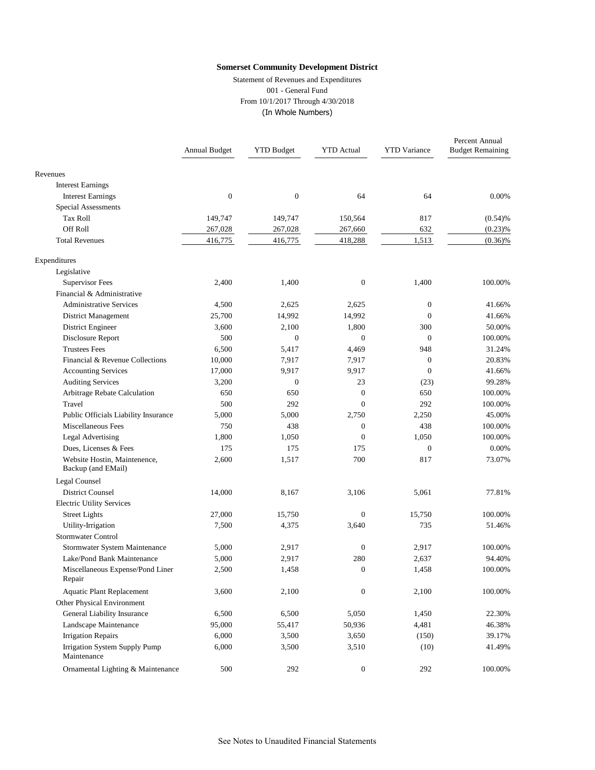**Somerset Community Development District**

Statement of Revenues and Expenditures
001 - General Fund
From 10/1/2017 Through 4/30/2018
(In Whole Numbers)

| | Annual Budget | YTD Budget | YTD Actual | YTD Variance | Percent Annual Budget Remaining |
|---|---|---|---|---|---|
| Revenues | | | | | |
| Interest Earnings | | | | | |
| Interest Earnings | 0 | 0 | 64 | 64 | 0.00% |
| Special Assessments | | | | | |
| Tax Roll | 149,747 | 149,747 | 150,564 | 817 | (0.54)% |
| Off Roll | 267,028 | 267,028 | 267,660 | 632 | (0.23)% |
| Total Revenues | 416,775 | 416,775 | 418,288 | 1,513 | (0.36)% |
| Expenditures | | | | | |
| Legislative | | | | | |
| Supervisor Fees | 2,400 | 1,400 | 0 | 1,400 | 100.00% |
| Financial & Administrative | | | | | |
| Administrative Services | 4,500 | 2,625 | 2,625 | 0 | 41.66% |
| District Management | 25,700 | 14,992 | 14,992 | 0 | 41.66% |
| District Engineer | 3,600 | 2,100 | 1,800 | 300 | 50.00% |
| Disclosure Report | 500 | 0 | 0 | 0 | 100.00% |
| Trustees Fees | 6,500 | 5,417 | 4,469 | 948 | 31.24% |
| Financial & Revenue Collections | 10,000 | 7,917 | 7,917 | 0 | 20.83% |
| Accounting Services | 17,000 | 9,917 | 9,917 | 0 | 41.66% |
| Auditing Services | 3,200 | 0 | 23 | (23) | 99.28% |
| Arbitrage Rebate Calculation | 650 | 650 | 0 | 650 | 100.00% |
| Travel | 500 | 292 | 0 | 292 | 100.00% |
| Public Officials Liability Insurance | 5,000 | 5,000 | 2,750 | 2,250 | 45.00% |
| Miscellaneous Fees | 750 | 438 | 0 | 438 | 100.00% |
| Legal Advertising | 1,800 | 1,050 | 0 | 1,050 | 100.00% |
| Dues, Licenses & Fees | 175 | 175 | 175 | 0 | 0.00% |
| Website Hostin, Maintenence, Backup (and EMail) | 2,600 | 1,517 | 700 | 817 | 73.07% |
| Legal Counsel | | | | | |
| District Counsel | 14,000 | 8,167 | 3,106 | 5,061 | 77.81% |
| Electric Utility Services | | | | | |
| Street Lights | 27,000 | 15,750 | 0 | 15,750 | 100.00% |
| Utility-Irrigation | 7,500 | 4,375 | 3,640 | 735 | 51.46% |
| Stormwater Control | | | | | |
| Stormwater System Maintenance | 5,000 | 2,917 | 0 | 2,917 | 100.00% |
| Lake/Pond Bank Maintenance | 5,000 | 2,917 | 280 | 2,637 | 94.40% |
| Miscellaneous Expense/Pond Liner Repair | 2,500 | 1,458 | 0 | 1,458 | 100.00% |
| Aquatic Plant Replacement | 3,600 | 2,100 | 0 | 2,100 | 100.00% |
| Other Physical Environment | | | | | |
| General Liability Insurance | 6,500 | 6,500 | 5,050 | 1,450 | 22.30% |
| Landscape Maintenance | 95,000 | 55,417 | 50,936 | 4,481 | 46.38% |
| Irrigation Repairs | 6,000 | 3,500 | 3,650 | (150) | 39.17% |
| Irrigation System Supply Pump Maintenance | 6,000 | 3,500 | 3,510 | (10) | 41.49% |
| Ornamental Lighting & Maintenance | 500 | 292 | 0 | 292 | 100.00% |

See Notes to Unaudited Financial Statements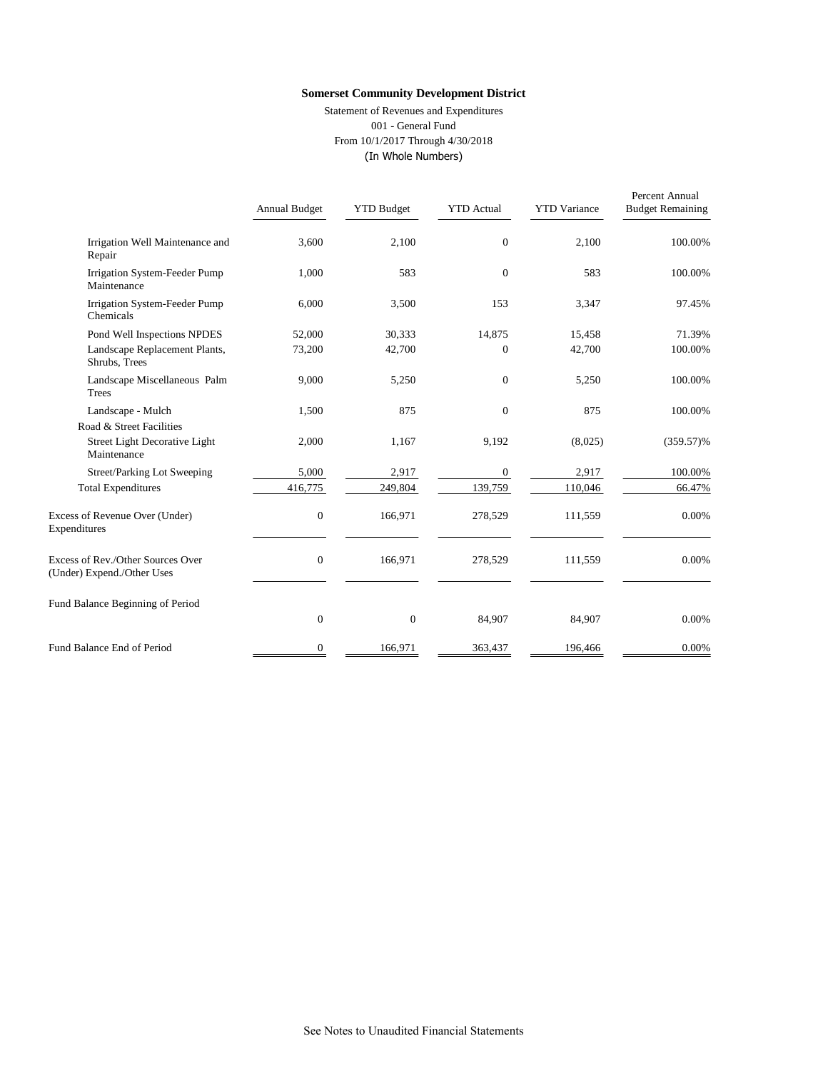**Somerset Community Development District**

Statement of Revenues and Expenditures

001 - General Fund

From 10/1/2017 Through 4/30/2018

(In Whole Numbers)

| | Annual Budget | YTD Budget | YTD Actual | YTD Variance | Percent Annual Budget Remaining |
|---|---|---|---|---|---|
| Irrigation Well Maintenance and Repair | 3,600 | 2,100 | 0 | 2,100 | 100.00% |
| Irrigation System-Feeder Pump Maintenance | 1,000 | 583 | 0 | 583 | 100.00% |
| Irrigation System-Feeder Pump Chemicals | 6,000 | 3,500 | 153 | 3,347 | 97.45% |
| Pond Well Inspections NPDES | 52,000 | 30,333 | 14,875 | 15,458 | 71.39% |
| Landscape Replacement Plants, Shrubs, Trees | 73,200 | 42,700 | 0 | 42,700 | 100.00% |
| Landscape Miscellaneous Palm Trees | 9,000 | 5,250 | 0 | 5,250 | 100.00% |
| Landscape - Mulch | 1,500 | 875 | 0 | 875 | 100.00% |
| Road & Street Facilities | | | | | |
| Street Light Decorative Light Maintenance | 2,000 | 1,167 | 9,192 | (8,025) | (359.57)% |
| Street/Parking Lot Sweeping | 5,000 | 2,917 | 0 | 2,917 | 100.00% |
| Total Expenditures | 416,775 | 249,804 | 139,759 | 110,046 | 66.47% |
| Excess of Revenue Over (Under) Expenditures | 0 | 166,971 | 278,529 | 111,559 | 0.00% |
| Excess of Rev./Other Sources Over (Under) Expend./Other Uses | 0 | 166,971 | 278,529 | 111,559 | 0.00% |
| Fund Balance Beginning of Period | 0 | 0 | 84,907 | 84,907 | 0.00% |
| Fund Balance End of Period | 0 | 166,971 | 363,437 | 196,466 | 0.00% |

See Notes to Unaudited Financial Statements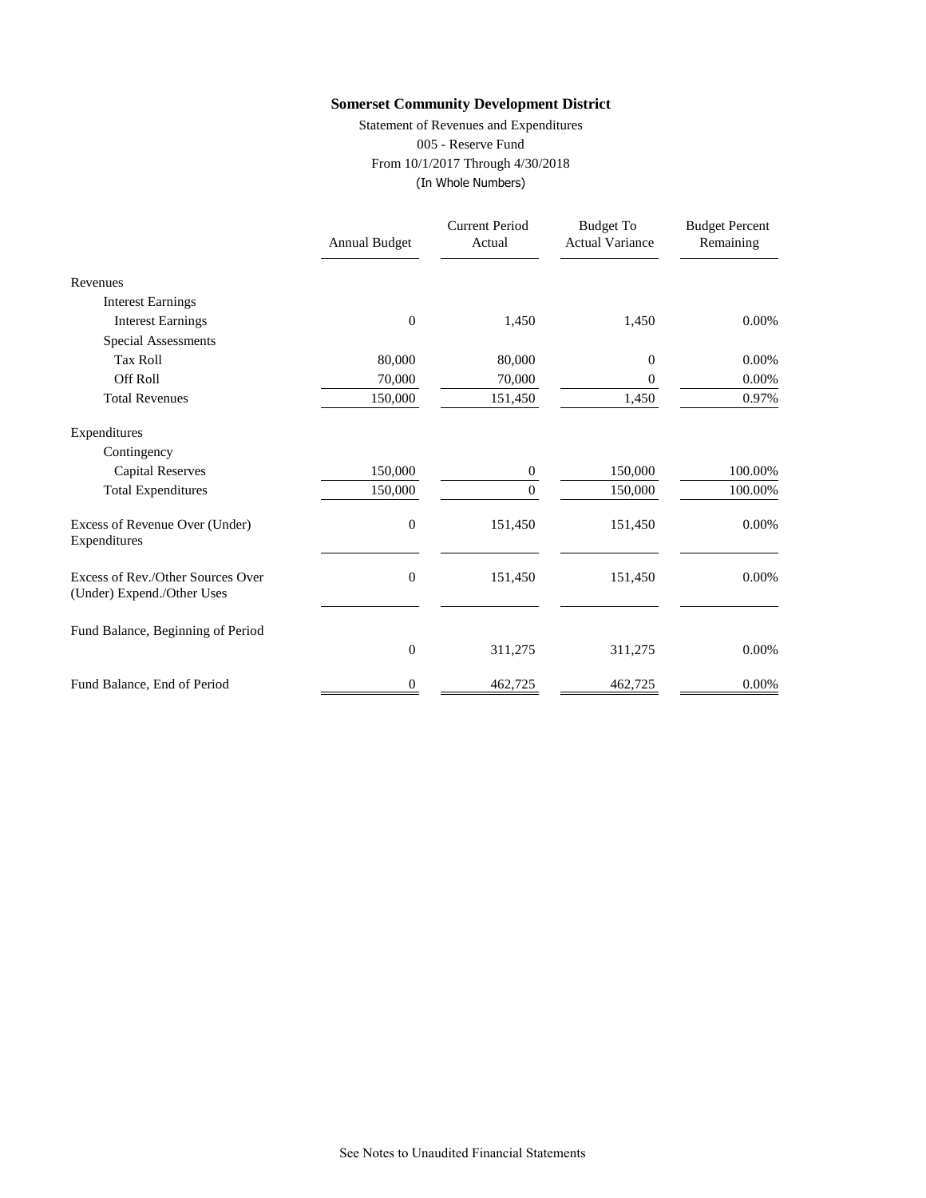**Somerset Community Development District**

Statement of Revenues and Expenditures

005 - Reserve Fund

From 10/1/2017 Through 4/30/2018

(In Whole Numbers)

| | Annual Budget | Current Period Actual | Budget To Actual Variance | Budget Percent Remaining |
|---|---|---|---|---|
| Revenues | | | | |
| Interest Earnings | | | | |
| Interest Earnings | 0 | 1,450 | 1,450 | 0.00% |
| Special Assessments | | | | |
| Tax Roll | 80,000 | 80,000 | 0 | 0.00% |
| Off Roll | 70,000 | 70,000 | 0 | 0.00% |
| Total Revenues | 150,000 | 151,450 | 1,450 | 0.97% |
| Expenditures | | | | |
| Contingency | | | | |
| Capital Reserves | 150,000 | 0 | 150,000 | 100.00% |
| Total Expenditures | 150,000 | 0 | 150,000 | 100.00% |
| Excess of Revenue Over (Under) Expenditures | 0 | 151,450 | 151,450 | 0.00% |
| Excess of Rev./Other Sources Over (Under) Expend./Other Uses | 0 | 151,450 | 151,450 | 0.00% |
| Fund Balance, Beginning of Period | 0 | 311,275 | 311,275 | 0.00% |
| Fund Balance, End of Period | 0 | 462,725 | 462,725 | 0.00% |

See Notes to Unaudited Financial Statements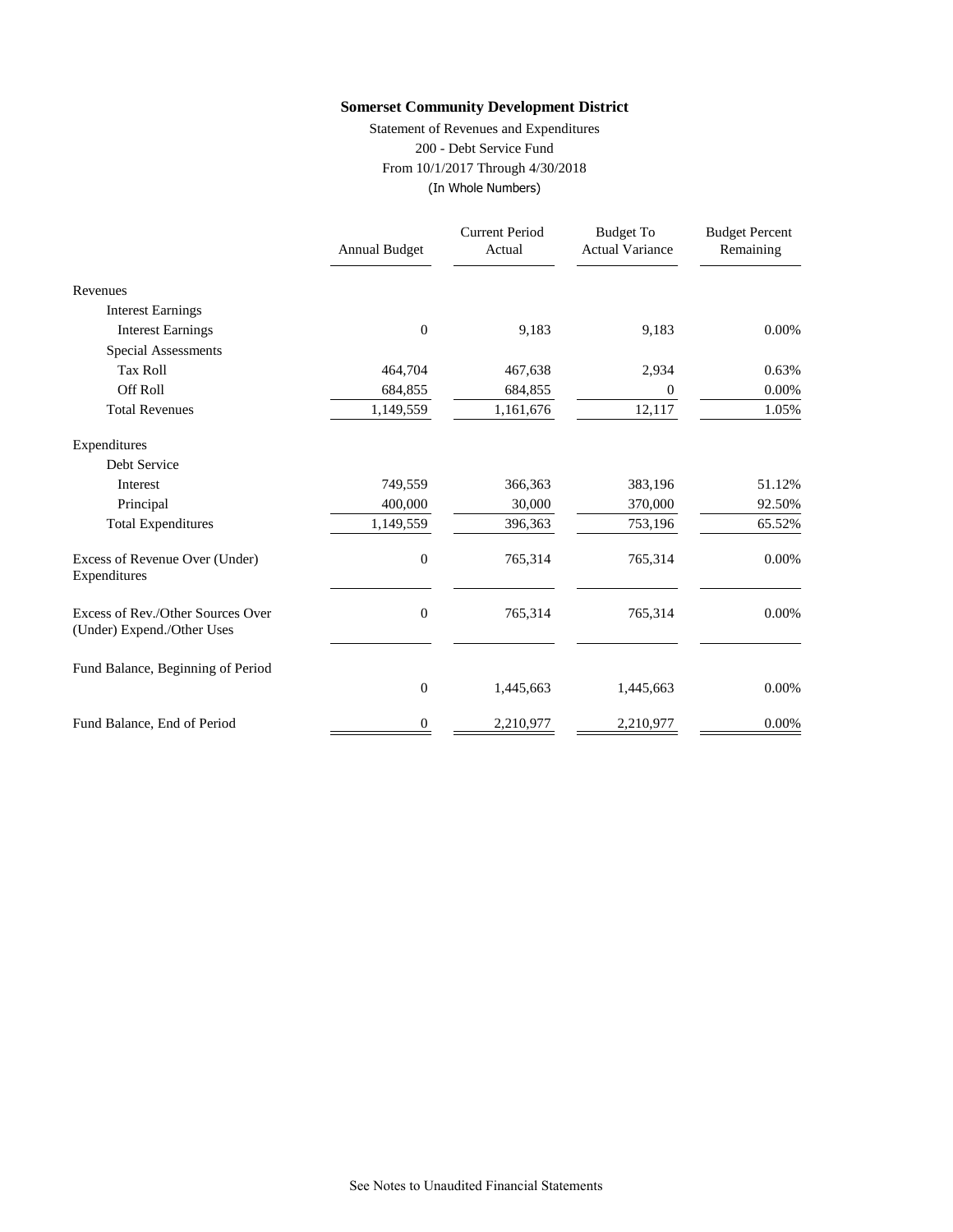**Somerset Community Development District**

Statement of Revenues and Expenditures
200 - Debt Service Fund
From 10/1/2017 Through 4/30/2018
(In Whole Numbers)

| | Annual Budget | Current Period Actual | Budget To Actual Variance | Budget Percent Remaining |
|---|---|---|---|---|
| Revenues | | | | |
| Interest Earnings | | | | |
| Interest Earnings | 0 | 9,183 | 9,183 | 0.00% |
| Special Assessments | | | | |
| Tax Roll | 464,704 | 467,638 | 2,934 | 0.63% |
| Off Roll | 684,855 | 684,855 | 0 | 0.00% |
| Total Revenues | 1,149,559 | 1,161,676 | 12,117 | 1.05% |
| Expenditures | | | | |
| Debt Service | | | | |
| Interest | 749,559 | 366,363 | 383,196 | 51.12% |
| Principal | 400,000 | 30,000 | 370,000 | 92.50% |
| Total Expenditures | 1,149,559 | 396,363 | 753,196 | 65.52% |
| Excess of Revenue Over (Under) Expenditures | 0 | 765,314 | 765,314 | 0.00% |
| Excess of Rev./Other Sources Over (Under) Expend./Other Uses | 0 | 765,314 | 765,314 | 0.00% |
| Fund Balance, Beginning of Period | 0 | 1,445,663 | 1,445,663 | 0.00% |
| Fund Balance, End of Period | 0 | 2,210,977 | 2,210,977 | 0.00% |

See Notes to Unaudited Financial Statements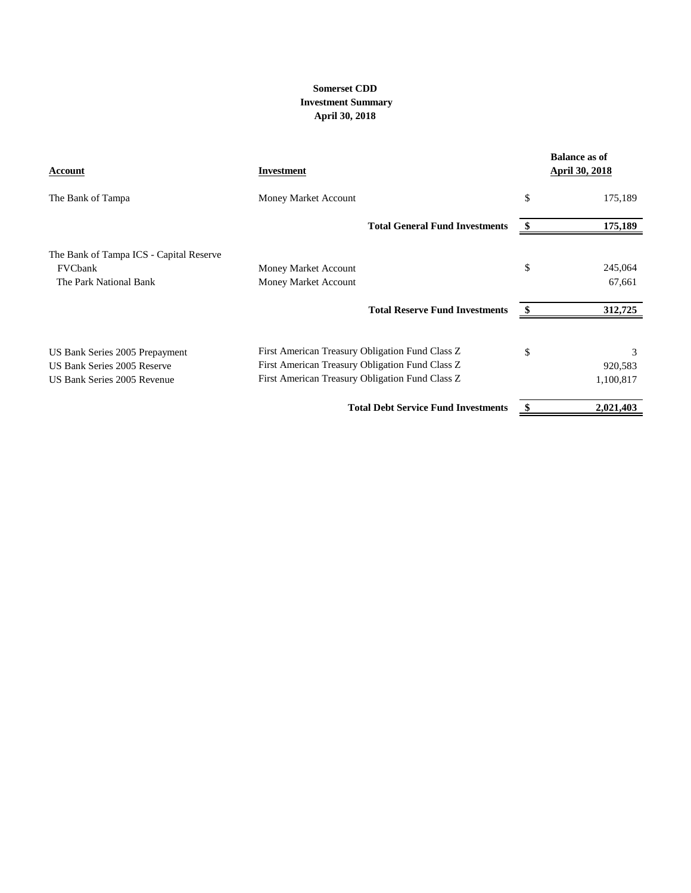**Somerset CDD**
**Investment Summary**
**April 30, 2018**

| Account | Investment | | Balance as of April 30, 2018 |
|---|---|---|---|
| The Bank of Tampa | Money Market Account | $ | 175,189 |
| | **Total General Fund Investments** | **$** | **175,189** |
| The Bank of Tampa ICS - Capital Reserve | | | |
| FVCbank | Money Market Account | $ | 245,064 |
| The Park National Bank | Money Market Account | | 67,661 |
| | **Total Reserve Fund Investments** | **$** | **312,725** |
| US Bank Series 2005 Prepayment | First American Treasury Obligation Fund Class Z | $ | 3 |
| US Bank Series 2005 Reserve | First American Treasury Obligation Fund Class Z | | 920,583 |
| US Bank Series 2005 Revenue | First American Treasury Obligation Fund Class Z | | 1,100,817 |
| | **Total Debt Service Fund Investments** | **$** | **2,021,403** |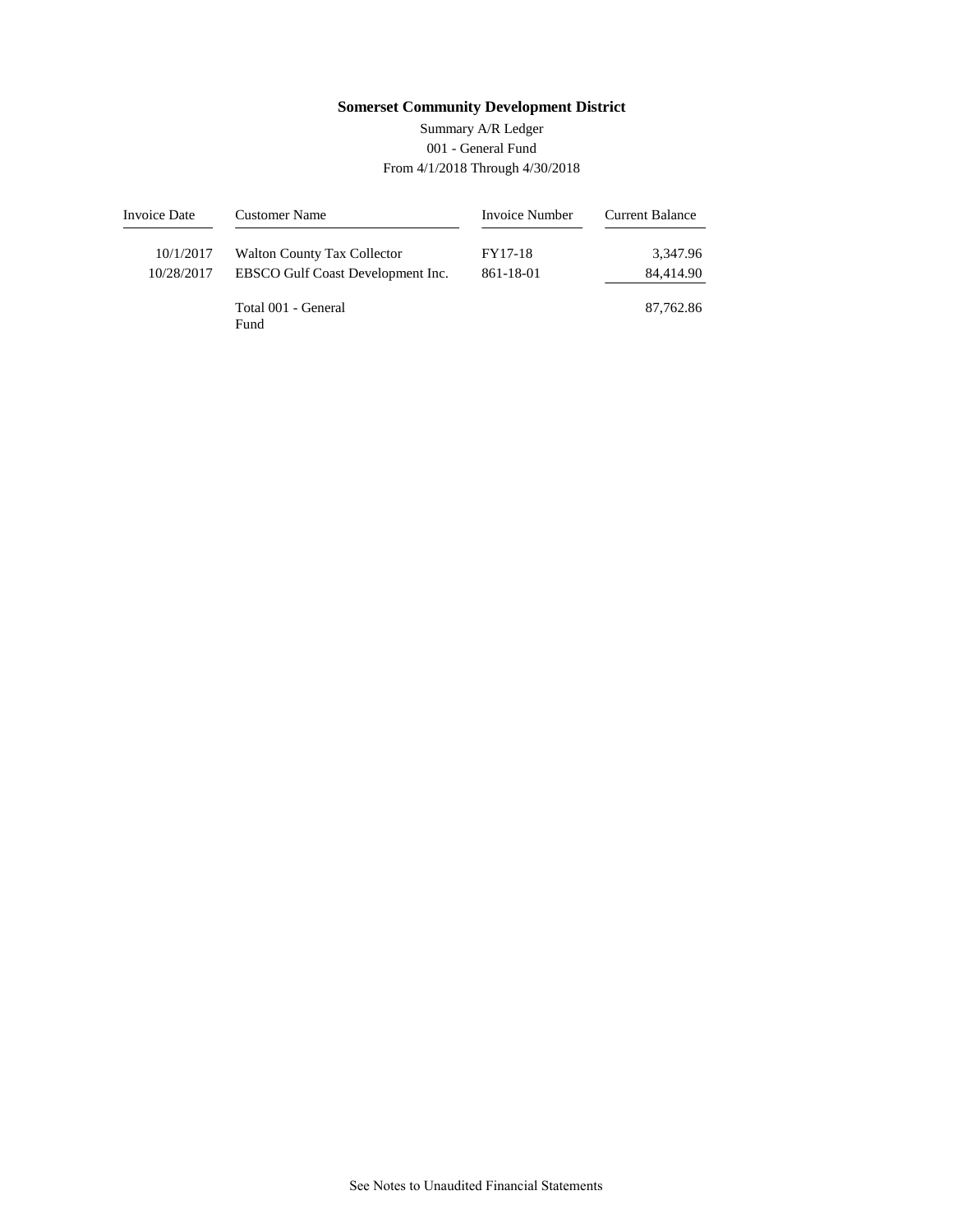**Somerset Community Development District**

Summary A/R Ledger

001 - General Fund

From 4/1/2018 Through 4/30/2018

| Invoice Date | Customer Name | Invoice Number | Current Balance |
|---|---|---|---|
| 10/1/2017 | Walton County Tax Collector | FY17-18 | 3,347.96 |
| 10/28/2017 | EBSCO Gulf Coast Development Inc. | 861-18-01 | 84,414.90 |
| | Total 001 - General Fund | | 87,762.86 |

See Notes to Unaudited Financial Statements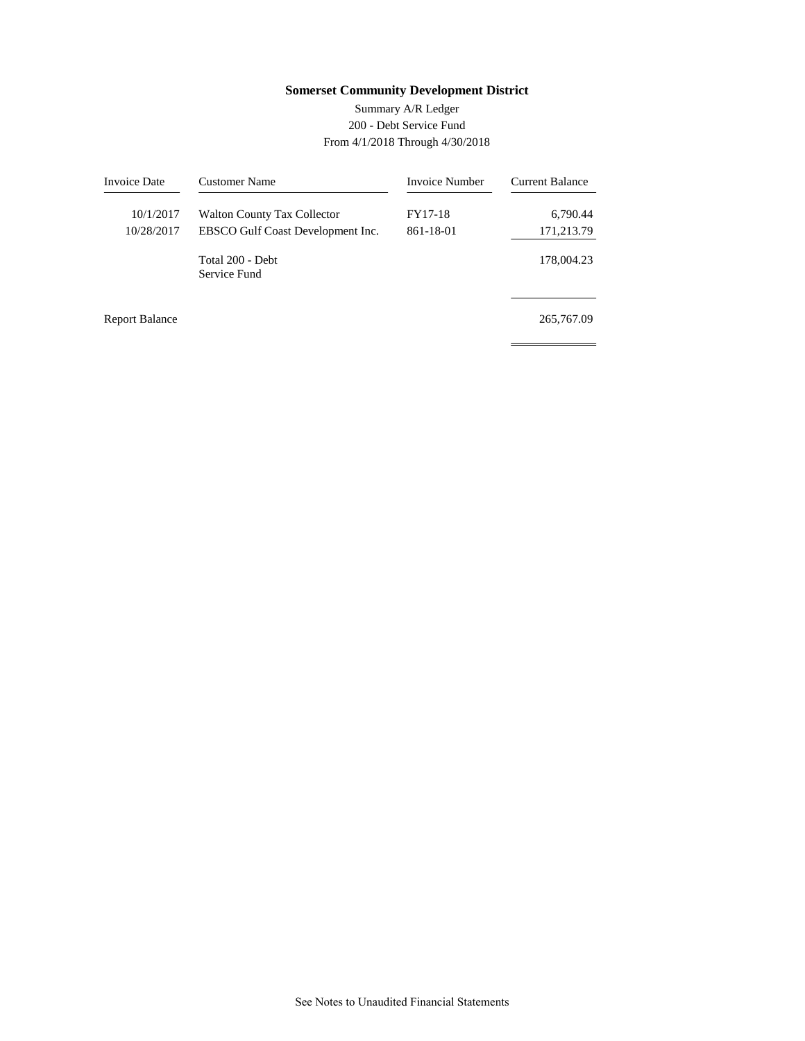**Somerset Community Development District**

Summary A/R Ledger
200 - Debt Service Fund
From 4/1/2018 Through 4/30/2018

| Invoice Date | Customer Name | Invoice Number | Current Balance |
|---|---|---|---|
| 10/1/2017 | Walton County Tax Collector | FY17-18 | 6,790.44 |
| 10/28/2017 | EBSCO Gulf Coast Development Inc. | 861-18-01 | 171,213.79 |
| | Total 200 - Debt Service Fund | | 178,004.23 |
| Report Balance | | | 265,767.09 |

See Notes to Unaudited Financial Statements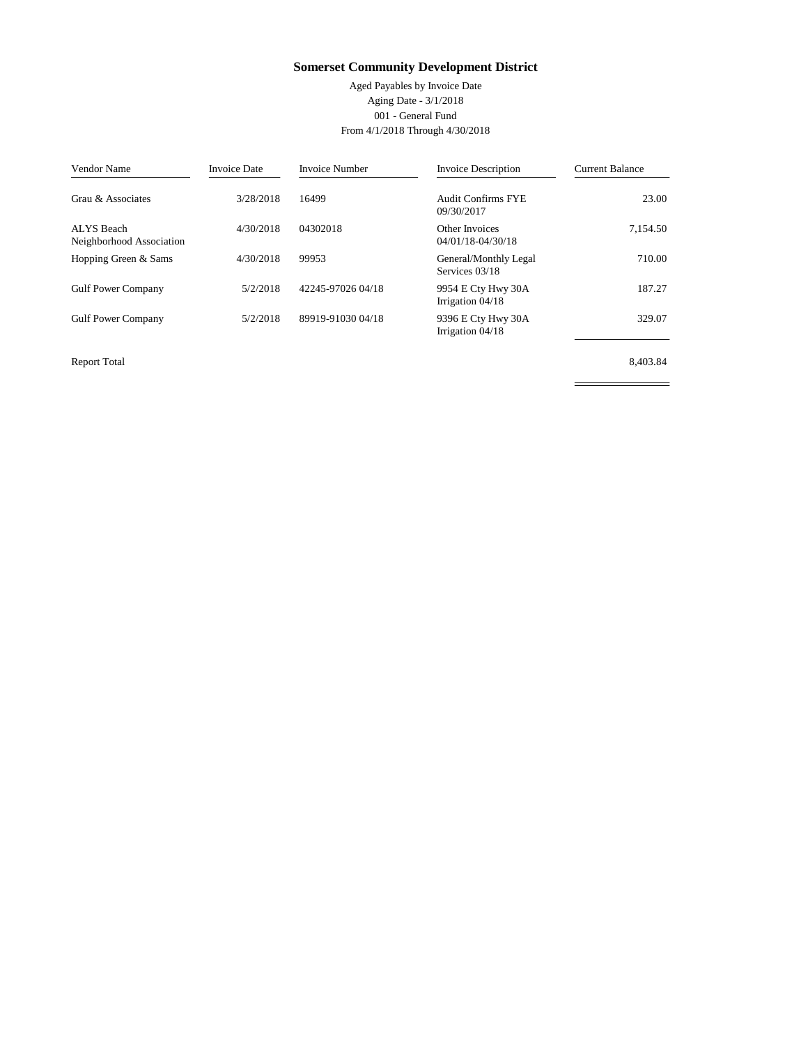# Somerset Community Development District

Aged Payables by Invoice Date
Aging Date - 3/1/2018
001 - General Fund
From 4/1/2018 Through 4/30/2018

| Vendor Name | Invoice Date | Invoice Number | Invoice Description | Current Balance |
|---|---|---|---|---|
| Grau & Associates | 3/28/2018 | 16499 | Audit Confirms FYE 09/30/2017 | 23.00 |
| ALYS Beach Neighborhood Association | 4/30/2018 | 04302018 | Other Invoices 04/01/18-04/30/18 | 7,154.50 |
| Hopping Green & Sams | 4/30/2018 | 99953 | General/Monthly Legal Services 03/18 | 710.00 |
| Gulf Power Company | 5/2/2018 | 42245-97026 04/18 | 9954 E Cty Hwy 30A Irrigation 04/18 | 187.27 |
| Gulf Power Company | 5/2/2018 | 89919-91030 04/18 | 9396 E Cty Hwy 30A Irrigation 04/18 | 329.07 |
| Report Total | | | | 8,403.84 |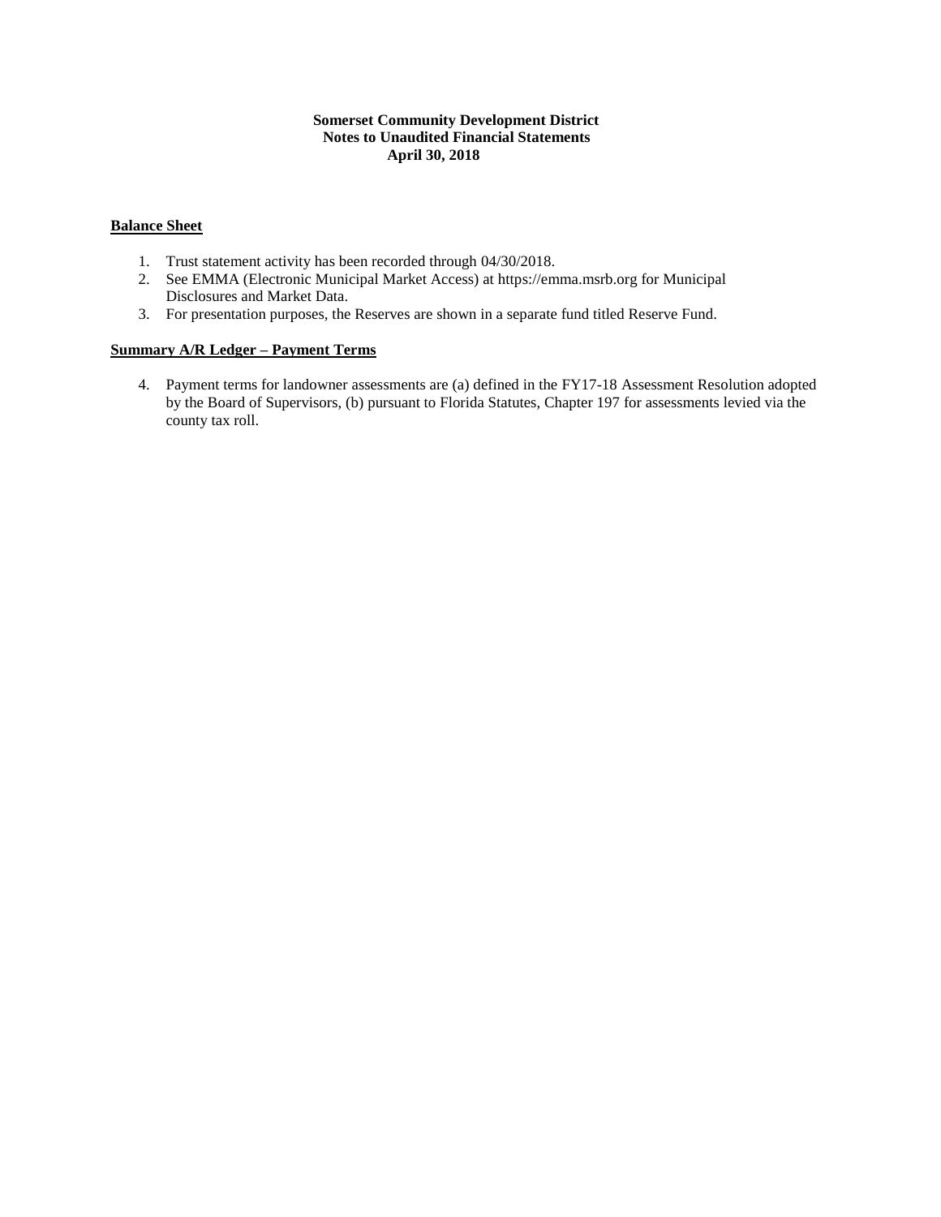**Somerset Community Development District**
**Notes to Unaudited Financial Statements**
**April 30, 2018**

**Balance Sheet**

1. Trust statement activity has been recorded through 04/30/2018.
2. See EMMA (Electronic Municipal Market Access) at https://emma.msrb.org for Municipal Disclosures and Market Data.
3. For presentation purposes, the Reserves are shown in a separate fund titled Reserve Fund.

**Summary A/R Ledger – Payment Terms**

4. Payment terms for landowner assessments are (a) defined in the FY17-18 Assessment Resolution adopted by the Board of Supervisors, (b) pursuant to Florida Statutes, Chapter 197 for assessments levied via the county tax roll.